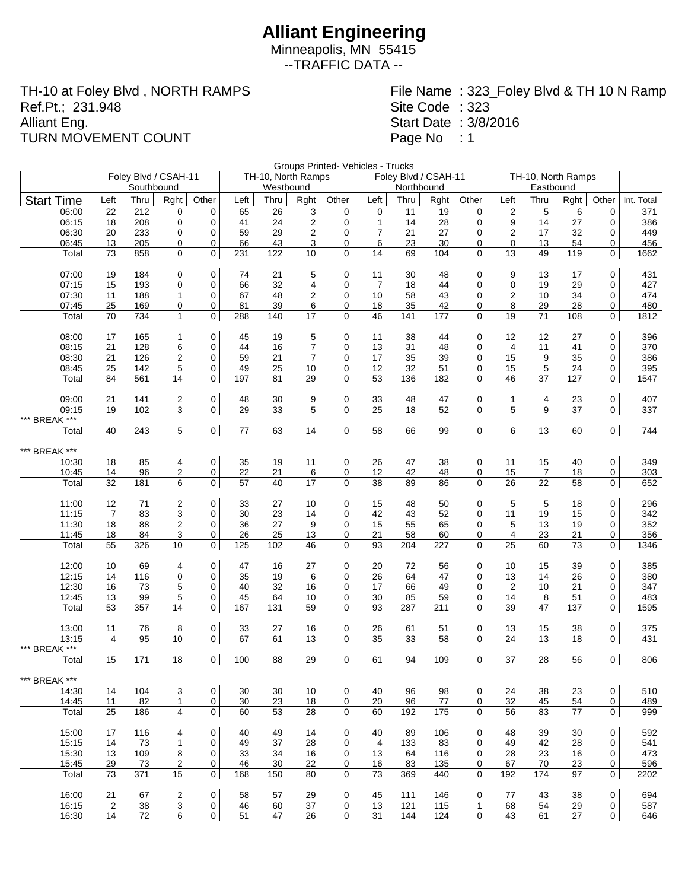# Alliant Engineering

Minneapolis, MN 55415
--TRAFFIC DATA --

TH-10 at Foley Blvd , NORTH RAMPS
Ref.Pt.; 231.948
Alliant Eng.
TURN MOVEMENT COUNT

File Name : 323_Foley Blvd & TH 10 N Ramp
Site Code : 323
Start Date : 3/8/2016
Page No : 1

Groups Printed- Vehicles - Trucks

| | Foley Blvd / CSAH-11 Southbound | | | | TH-10, North Ramps Westbound | | | | Foley Blvd / CSAH-11 Northbound | | | | TH-10, North Ramps Eastbound | | | | |
|---|---|---|---|---|---|---|---|---|---|---|---|---|---|---|---|---|---|
| Start Time | Left | Thru | Rght | Other | Left | Thru | Rght | Other | Left | Thru | Rght | Other | Left | Thru | Rght | Other | Int. Total |
| 06:00 | 22 | 212 | 0 | 0 | 65 | 26 | 3 | 0 | 0 | 11 | 19 | 0 | 2 | 5 | 6 | 0 | 371 |
| 06:15 | 18 | 208 | 0 | 0 | 41 | 24 | 2 | 0 | 1 | 14 | 28 | 0 | 9 | 14 | 27 | 0 | 386 |
| 06:30 | 20 | 233 | 0 | 0 | 59 | 29 | 2 | 0 | 7 | 21 | 27 | 0 | 2 | 17 | 32 | 0 | 449 |
| 06:45 | 13 | 205 | 0 | 0 | 66 | 43 | 3 | 0 | 6 | 23 | 30 | 0 | 0 | 13 | 54 | 0 | 456 |
| Total | 73 | 858 | 0 | 0 | 231 | 122 | 10 | 0 | 14 | 69 | 104 | 0 | 13 | 49 | 119 | 0 | 1662 |
| | | | | | | | | | | | | | | | | | |
| 07:00 | 19 | 184 | 0 | 0 | 74 | 21 | 5 | 0 | 11 | 30 | 48 | 0 | 9 | 13 | 17 | 0 | 431 |
| 07:15 | 15 | 193 | 0 | 0 | 66 | 32 | 4 | 0 | 7 | 18 | 44 | 0 | 0 | 19 | 29 | 0 | 427 |
| 07:30 | 11 | 188 | 1 | 0 | 67 | 48 | 2 | 0 | 10 | 58 | 43 | 0 | 2 | 10 | 34 | 0 | 474 |
| 07:45 | 25 | 169 | 0 | 0 | 81 | 39 | 6 | 0 | 18 | 35 | 42 | 0 | 8 | 29 | 28 | 0 | 480 |
| Total | 70 | 734 | 1 | 0 | 288 | 140 | 17 | 0 | 46 | 141 | 177 | 0 | 19 | 71 | 108 | 0 | 1812 |
| | | | | | | | | | | | | | | | | | |
| 08:00 | 17 | 165 | 1 | 0 | 45 | 19 | 5 | 0 | 11 | 38 | 44 | 0 | 12 | 12 | 27 | 0 | 396 |
| 08:15 | 21 | 128 | 6 | 0 | 44 | 16 | 7 | 0 | 13 | 31 | 48 | 0 | 4 | 11 | 41 | 0 | 370 |
| 08:30 | 21 | 126 | 2 | 0 | 59 | 21 | 7 | 0 | 17 | 35 | 39 | 0 | 15 | 9 | 35 | 0 | 386 |
| 08:45 | 25 | 142 | 5 | 0 | 49 | 25 | 10 | 0 | 12 | 32 | 51 | 0 | 15 | 5 | 24 | 0 | 395 |
| Total | 84 | 561 | 14 | 0 | 197 | 81 | 29 | 0 | 53 | 136 | 182 | 0 | 46 | 37 | 127 | 0 | 1547 |
| | | | | | | | | | | | | | | | | | |
| 09:00 | 21 | 141 | 2 | 0 | 48 | 30 | 9 | 0 | 33 | 48 | 47 | 0 | 1 | 4 | 23 | 0 | 407 |
| 09:15 | 19 | 102 | 3 | 0 | 29 | 33 | 5 | 0 | 25 | 18 | 52 | 0 | 5 | 9 | 37 | 0 | 337 |
| *** BREAK *** | | | | | | | | | | | | | | | | | |
| Total | 40 | 243 | 5 | 0 | 77 | 63 | 14 | 0 | 58 | 66 | 99 | 0 | 6 | 13 | 60 | 0 | 744 |
| | | | | | | | | | | | | | | | | | |
| *** BREAK *** | | | | | | | | | | | | | | | | | |
| 10:30 | 18 | 85 | 4 | 0 | 35 | 19 | 11 | 0 | 26 | 47 | 38 | 0 | 11 | 15 | 40 | 0 | 349 |
| 10:45 | 14 | 96 | 2 | 0 | 22 | 21 | 6 | 0 | 12 | 42 | 48 | 0 | 15 | 7 | 18 | 0 | 303 |
| Total | 32 | 181 | 6 | 0 | 57 | 40 | 17 | 0 | 38 | 89 | 86 | 0 | 26 | 22 | 58 | 0 | 652 |
| | | | | | | | | | | | | | | | | | |
| 11:00 | 12 | 71 | 2 | 0 | 33 | 27 | 10 | 0 | 15 | 48 | 50 | 0 | 5 | 5 | 18 | 0 | 296 |
| 11:15 | 7 | 83 | 3 | 0 | 30 | 23 | 14 | 0 | 42 | 43 | 52 | 0 | 11 | 19 | 15 | 0 | 342 |
| 11:30 | 18 | 88 | 2 | 0 | 36 | 27 | 9 | 0 | 15 | 55 | 65 | 0 | 5 | 13 | 19 | 0 | 352 |
| 11:45 | 18 | 84 | 3 | 0 | 26 | 25 | 13 | 0 | 21 | 58 | 60 | 0 | 4 | 23 | 21 | 0 | 356 |
| Total | 55 | 326 | 10 | 0 | 125 | 102 | 46 | 0 | 93 | 204 | 227 | 0 | 25 | 60 | 73 | 0 | 1346 |
| | | | | | | | | | | | | | | | | | |
| 12:00 | 10 | 69 | 4 | 0 | 47 | 16 | 27 | 0 | 20 | 72 | 56 | 0 | 10 | 15 | 39 | 0 | 385 |
| 12:15 | 14 | 116 | 0 | 0 | 35 | 19 | 6 | 0 | 26 | 64 | 47 | 0 | 13 | 14 | 26 | 0 | 380 |
| 12:30 | 16 | 73 | 5 | 0 | 40 | 32 | 16 | 0 | 17 | 66 | 49 | 0 | 2 | 10 | 21 | 0 | 347 |
| 12:45 | 13 | 99 | 5 | 0 | 45 | 64 | 10 | 0 | 30 | 85 | 59 | 0 | 14 | 8 | 51 | 0 | 483 |
| Total | 53 | 357 | 14 | 0 | 167 | 131 | 59 | 0 | 93 | 287 | 211 | 0 | 39 | 47 | 137 | 0 | 1595 |
| | | | | | | | | | | | | | | | | | |
| 13:00 | 11 | 76 | 8 | 0 | 33 | 27 | 16 | 0 | 26 | 61 | 51 | 0 | 13 | 15 | 38 | 0 | 375 |
| 13:15 | 4 | 95 | 10 | 0 | 67 | 61 | 13 | 0 | 35 | 33 | 58 | 0 | 24 | 13 | 18 | 0 | 431 |
| *** BREAK *** | | | | | | | | | | | | | | | | | |
| Total | 15 | 171 | 18 | 0 | 100 | 88 | 29 | 0 | 61 | 94 | 109 | 0 | 37 | 28 | 56 | 0 | 806 |
| | | | | | | | | | | | | | | | | | |
| *** BREAK *** | | | | | | | | | | | | | | | | | |
| 14:30 | 14 | 104 | 3 | 0 | 30 | 30 | 10 | 0 | 40 | 96 | 98 | 0 | 24 | 38 | 23 | 0 | 510 |
| 14:45 | 11 | 82 | 1 | 0 | 30 | 23 | 18 | 0 | 20 | 96 | 77 | 0 | 32 | 45 | 54 | 0 | 489 |
| Total | 25 | 186 | 4 | 0 | 60 | 53 | 28 | 0 | 60 | 192 | 175 | 0 | 56 | 83 | 77 | 0 | 999 |
| | | | | | | | | | | | | | | | | | |
| 15:00 | 17 | 116 | 4 | 0 | 40 | 49 | 14 | 0 | 40 | 89 | 106 | 0 | 48 | 39 | 30 | 0 | 592 |
| 15:15 | 14 | 73 | 1 | 0 | 49 | 37 | 28 | 0 | 4 | 133 | 83 | 0 | 49 | 42 | 28 | 0 | 541 |
| 15:30 | 13 | 109 | 8 | 0 | 33 | 34 | 16 | 0 | 13 | 64 | 116 | 0 | 28 | 23 | 16 | 0 | 473 |
| 15:45 | 29 | 73 | 2 | 0 | 46 | 30 | 22 | 0 | 16 | 83 | 135 | 0 | 67 | 70 | 23 | 0 | 596 |
| Total | 73 | 371 | 15 | 0 | 168 | 150 | 80 | 0 | 73 | 369 | 440 | 0 | 192 | 174 | 97 | 0 | 2202 |
| | | | | | | | | | | | | | | | | | |
| 16:00 | 21 | 67 | 2 | 0 | 58 | 57 | 29 | 0 | 45 | 111 | 146 | 0 | 77 | 43 | 38 | 0 | 694 |
| 16:15 | 2 | 38 | 3 | 0 | 46 | 60 | 37 | 0 | 13 | 121 | 115 | 1 | 68 | 54 | 29 | 0 | 587 |
| 16:30 | 14 | 72 | 6 | 0 | 51 | 47 | 26 | 0 | 31 | 144 | 124 | 0 | 43 | 61 | 27 | 0 | 646 |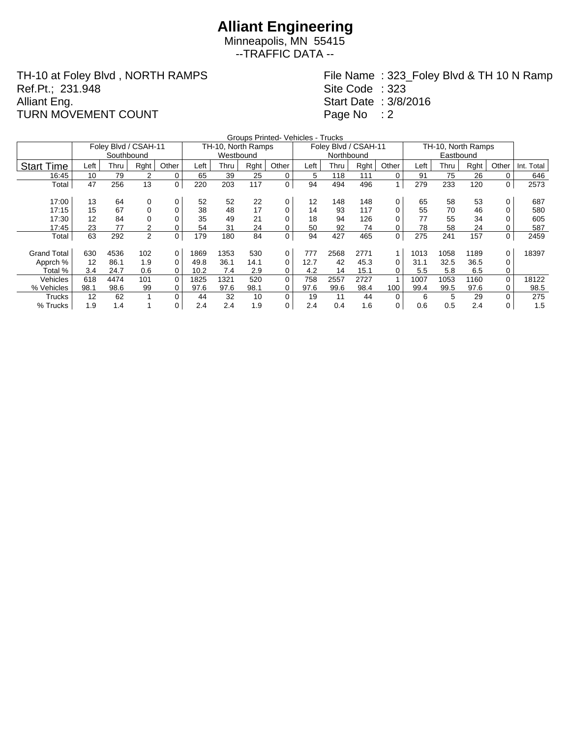# Alliant Engineering

Minneapolis, MN 55415

--TRAFFIC DATA --

TH-10 at Foley Blvd , NORTH RAMPS
Ref.Pt.; 231.948
Alliant Eng.
TURN MOVEMENT COUNT

File Name : 323_Foley Blvd & TH 10 N Ramp
Site Code : 323
Start Date : 3/8/2016
Page No : 2

Groups Printed- Vehicles - Trucks

| | Foley Blvd / CSAH-11 Southbound | | | | TH-10, North Ramps Westbound | | | | Foley Blvd / CSAH-11 Northbound | | | | TH-10, North Ramps Eastbound | | | | |
|---|---|---|---|---|---|---|---|---|---|---|---|---|---|---|---|---|---|
| Start Time | Left | Thru | Rght | Other | Left | Thru | Rght | Other | Left | Thru | Rght | Other | Left | Thru | Rght | Other | Int. Total |
| 16:45 | 10 | 79 | 2 | 0 | 65 | 39 | 25 | 0 | 5 | 118 | 111 | 0 | 91 | 75 | 26 | 0 | 646 |
| Total | 47 | 256 | 13 | 0 | 220 | 203 | 117 | 0 | 94 | 494 | 496 | 1 | 279 | 233 | 120 | 0 | 2573 |
| | | | | | | | | | | | | | | | | | |
| 17:00 | 13 | 64 | 0 | 0 | 52 | 52 | 22 | 0 | 12 | 148 | 148 | 0 | 65 | 58 | 53 | 0 | 687 |
| 17:15 | 15 | 67 | 0 | 0 | 38 | 48 | 17 | 0 | 14 | 93 | 117 | 0 | 55 | 70 | 46 | 0 | 580 |
| 17:30 | 12 | 84 | 0 | 0 | 35 | 49 | 21 | 0 | 18 | 94 | 126 | 0 | 77 | 55 | 34 | 0 | 605 |
| 17:45 | 23 | 77 | 2 | 0 | 54 | 31 | 24 | 0 | 50 | 92 | 74 | 0 | 78 | 58 | 24 | 0 | 587 |
| Total | 63 | 292 | 2 | 0 | 179 | 180 | 84 | 0 | 94 | 427 | 465 | 0 | 275 | 241 | 157 | 0 | 2459 |
| | | | | | | | | | | | | | | | | | |
| Grand Total | 630 | 4536 | 102 | 0 | 1869 | 1353 | 530 | 0 | 777 | 2568 | 2771 | 1 | 1013 | 1058 | 1189 | 0 | 18397 |
| Apprch % | 12 | 86.1 | 1.9 | 0 | 49.8 | 36.1 | 14.1 | 0 | 12.7 | 42 | 45.3 | 0 | 31.1 | 32.5 | 36.5 | 0 | |
| Total % | 3.4 | 24.7 | 0.6 | 0 | 10.2 | 7.4 | 2.9 | 0 | 4.2 | 14 | 15.1 | 0 | 5.5 | 5.8 | 6.5 | 0 | |
| Vehicles | 618 | 4474 | 101 | 0 | 1825 | 1321 | 520 | 0 | 758 | 2557 | 2727 | 1 | 1007 | 1053 | 1160 | 0 | 18122 |
| % Vehicles | 98.1 | 98.6 | 99 | 0 | 97.6 | 97.6 | 98.1 | 0 | 97.6 | 99.6 | 98.4 | 100 | 99.4 | 99.5 | 97.6 | 0 | 98.5 |
| Trucks | 12 | 62 | 1 | 0 | 44 | 32 | 10 | 0 | 19 | 11 | 44 | 0 | 6 | 5 | 29 | 0 | 275 |
| % Trucks | 1.9 | 1.4 | 1 | 0 | 2.4 | 2.4 | 1.9 | 0 | 2.4 | 0.4 | 1.6 | 0 | 0.6 | 0.5 | 2.4 | 0 | 1.5 |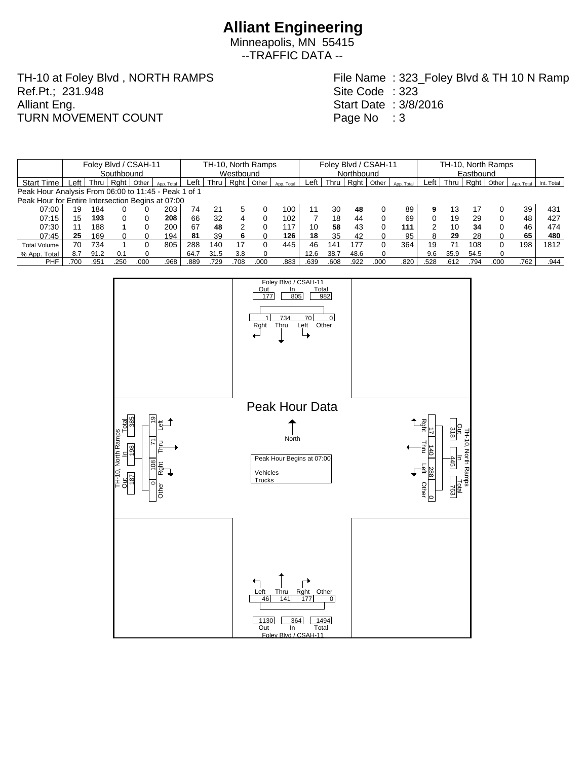# Alliant Engineering

Minneapolis, MN 55415

--TRAFFIC DATA --

TH-10 at Foley Blvd , NORTH RAMPS
Ref.Pt.; 231.948
Alliant Eng.
TURN MOVEMENT COUNT

File Name : 323_Foley Blvd & TH 10 N Ramp
Site Code : 323
Start Date : 3/8/2016
Page No : 3

| | Foley Blvd / CSAH-11 Southbound | | | | | TH-10, North Ramps Westbound | | | | | Foley Blvd / CSAH-11 Northbound | | | | | TH-10, North Ramps Eastbound | | | | | |
|---|---|---|---|---|---|---|---|---|---|---|---|---|---|---|---|---|---|---|---|---|---|
| Start Time | Left | Thru | Rght | Other | App. Total | Left | Thru | Rght | Other | App. Total | Left | Thru | Rght | Other | App. Total | Left | Thru | Rght | Other | App. Total | Int. Total |
| Peak Hour Analysis From 06:00 to 11:45 - Peak 1 of 1 | | | | | | | | | | | | | | | | | | | | | |
| Peak Hour for Entire Intersection Begins at 07:00 | | | | | | | | | | | | | | | | | | | | | |
| 07:00 | 19 | 184 | 0 | 0 | 203 | 74 | 21 | 5 | 0 | 100 | 11 | 30 | **48** | 0 | 89 | **9** | 13 | 17 | 0 | 39 | 431 |
| 07:15 | 15 | **193** | 0 | 0 | **208** | 66 | 32 | 4 | 0 | 102 | 7 | 18 | 44 | 0 | 69 | 0 | 19 | 29 | 0 | 48 | 427 |
| 07:30 | 11 | 188 | **1** | 0 | 200 | 67 | **48** | 2 | 0 | 117 | 10 | **58** | 43 | 0 | **111** | 2 | 10 | **34** | 0 | 46 | 474 |
| 07:45 | **25** | 169 | 0 | 0 | 194 | **81** | 39 | **6** | 0 | **126** | **18** | 35 | 42 | 0 | 95 | 8 | **29** | 28 | 0 | **65** | **480** |
| Total Volume | 70 | 734 | 1 | 0 | 805 | 288 | 140 | 17 | 0 | 445 | 46 | 141 | 177 | 0 | 364 | 19 | 71 | 108 | 0 | 198 | 1812 |
| % App. Total | 8.7 | 91.2 | 0.1 | 0 | | 64.7 | 31.5 | 3.8 | 0 | | 12.6 | 38.7 | 48.6 | 0 | | 9.6 | 35.9 | 54.5 | 0 | | |
| PHF | .700 | .951 | .250 | .000 | .968 | .889 | .729 | .708 | .000 | .883 | .639 | .608 | .922 | .000 | .820 | .528 | .612 | .794 | .000 | .762 | .944 |

## Peak Hour Data

Peak Hour Begins at 07:00

Vehicles
Trucks

North

**Foley Blvd / CSAH-11 (North leg):** Out 177, In 805, Total 982 — Rght 1, Thru 734, Left 70, Other 0

**TH-10, North Ramps (East leg):** Out 318, In 445, Total 763 — Rght 17, Thru 140, Left 288, Other 0

**TH-10, North Ramps (West leg):** Out 187, In 198, Total 385 — Left 19, Thru 71, Rght 108, Other 0

**Foley Blvd / CSAH-11 (South leg):** Out 1130, In 364, Total 1494 — Left 46, Thru 141, Rght 177, Other 0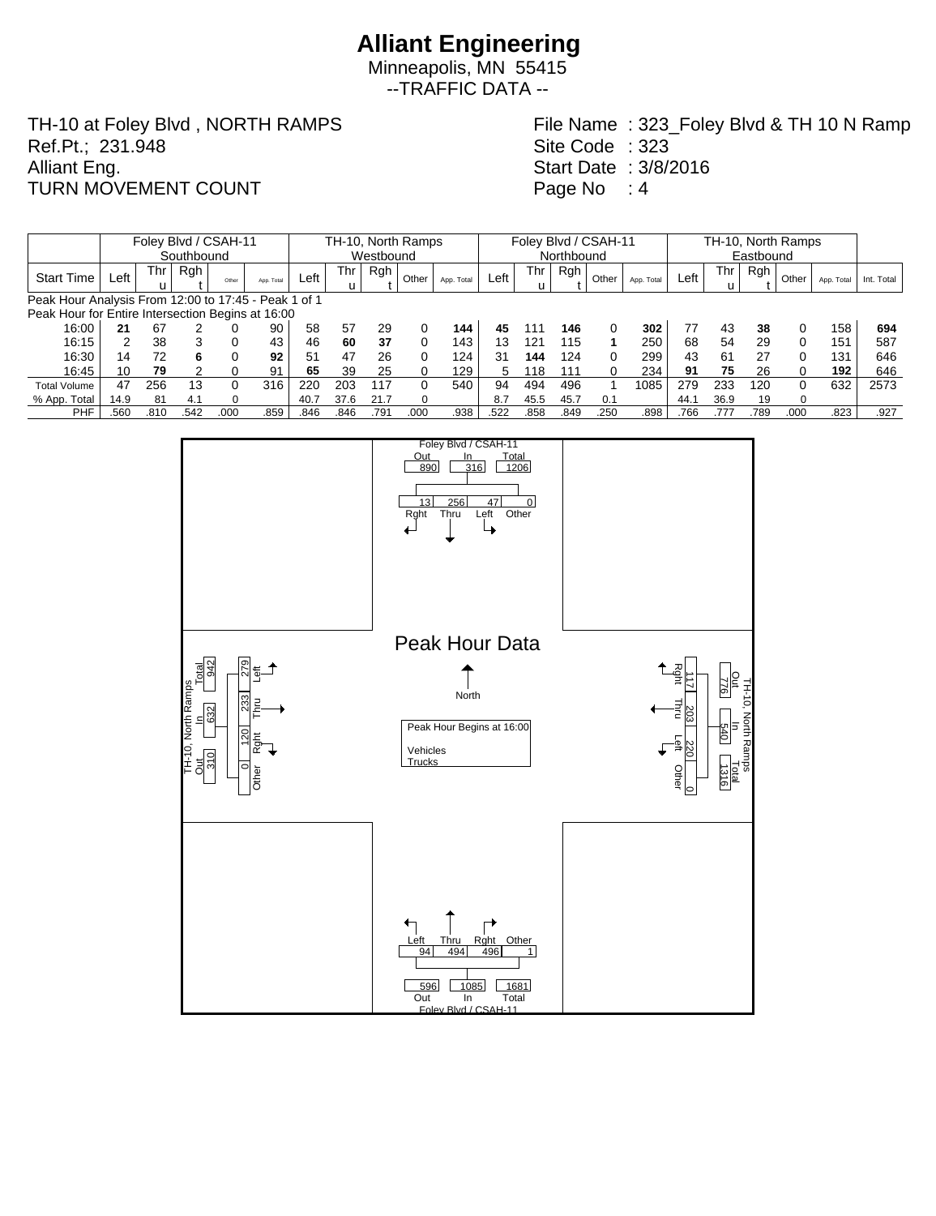# Alliant Engineering

Minneapolis, MN 55415

--TRAFFIC DATA --

TH-10 at Foley Blvd , NORTH RAMPS
Ref.Pt.; 231.948
Alliant Eng.
TURN MOVEMENT COUNT

File Name : 323_Foley Blvd & TH 10 N Ramp
Site Code : 323
Start Date : 3/8/2016
Page No : 4

| | Foley Blvd / CSAH-11 Southbound | | | | | TH-10, North Ramps Westbound | | | | | Foley Blvd / CSAH-11 Northbound | | | | | TH-10, North Ramps Eastbound | | | | | |
|---|---|---|---|---|---|---|---|---|---|---|---|---|---|---|---|---|---|---|---|---|---|
| Start Time | Left | Thru | Rght | Other | App. Total | Left | Thru | Rght | Other | App. Total | Left | Thru | Rght | Other | App. Total | Left | Thru | Rght | Other | App. Total | Int. Total |
| Peak Hour Analysis From 12:00 to 17:45 - Peak 1 of 1 | | | | | | | | | | | | | | | | | | | | | |
| Peak Hour for Entire Intersection Begins at 16:00 | | | | | | | | | | | | | | | | | | | | | |
| 16:00 | **21** | 67 | 2 | 0 | 90 | 58 | 57 | 29 | 0 | **144** | **45** | 111 | **146** | 0 | **302** | 77 | 43 | **38** | 0 | 158 | **694** |
| 16:15 | 2 | 38 | 3 | 0 | 43 | 46 | **60** | **37** | 0 | 143 | 13 | 121 | 115 | **1** | 250 | 68 | 54 | 29 | 0 | 151 | 587 |
| 16:30 | 14 | 72 | **6** | 0 | **92** | 51 | 47 | 26 | 0 | 124 | 31 | **144** | 124 | 0 | 299 | 43 | 61 | 27 | 0 | 131 | 646 |
| 16:45 | 10 | **79** | 2 | 0 | 91 | **65** | 39 | 25 | 0 | 129 | 5 | 118 | 111 | 0 | 234 | **91** | **75** | 26 | 0 | **192** | 646 |
| Total Volume | 47 | 256 | 13 | 0 | 316 | 220 | 203 | 117 | 0 | 540 | 94 | 494 | 496 | 1 | 1085 | 279 | 233 | 120 | 0 | 632 | 2573 |
| % App. Total | 14.9 | 81 | 4.1 | 0 | | 40.7 | 37.6 | 21.7 | 0 | | 8.7 | 45.5 | 45.7 | 0.1 | | 44.1 | 36.9 | 19 | 0 | | |
| PHF | .560 | .810 | .542 | .000 | .859 | .846 | .846 | .791 | .000 | .938 | .522 | .858 | .849 | .250 | .898 | .766 | .777 | .789 | .000 | .823 | .927 |

Peak Hour Data

Foley Blvd / CSAH-11
Out 890 In 316 Total 1206
13 Rght 256 Thru 47 Left 0 Other

TH-10, North Ramps
Out 310 In 632 Total 942
279 Left 233 Thru 120 Rght 0 Other

TH-10, North Ramps
Out 776 In 540 Total 1316
117 Rght 203 Thru 220 Left 0 Other

North

Peak Hour Begins at 16:00
Vehicles
Trucks

Left 94 Thru 494 Rght 496 Other 1
Out 596 In 1085 Total 1681
Foley Blvd / CSAH-11